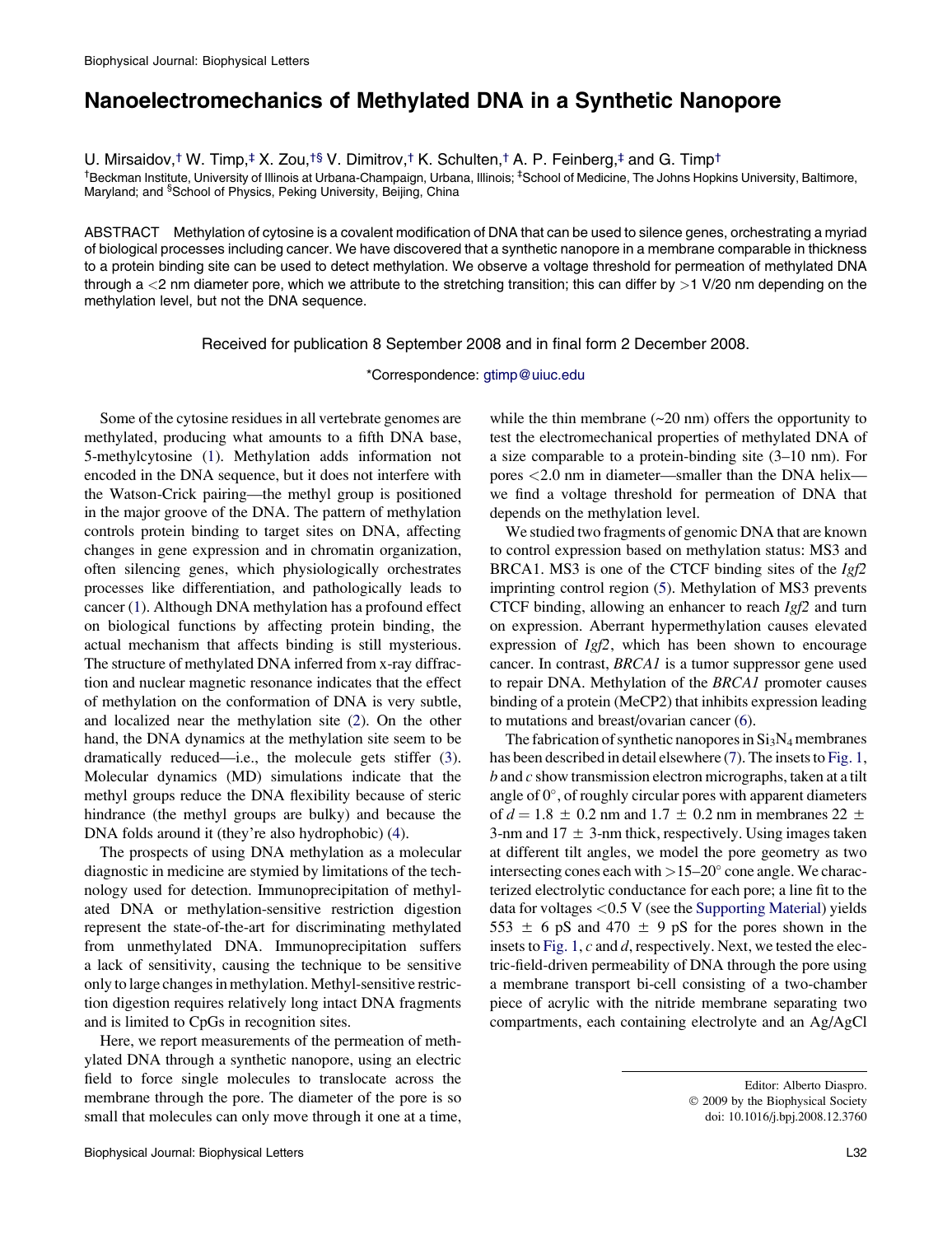# Nanoelectromechanics of Methylated DNA in a Synthetic Nanopore

U. Mirsaidov,[†] W. Timp,[‡] X. Zou,[†§] V. Dimitrov,[†] K. Schulten,[†] A. P. Feinberg,[‡] and G. Timp[†]

[†]Beckman Institute, University of Illinois at Urbana-Champaign, Urbana, Illinois; [‡]School of Medicine, The Johns Hopkins University, Baltimore, Maryland; and [§]School of Physics, Peking University, Beijing, China

ABSTRACT Methylation of cytosine is a covalent modification of DNA that can be used to silence genes, orchestrating a myriad of biological processes including cancer. We have discovered that a synthetic nanopore in a membrane comparable in thickness to a protein binding site can be used to detect methylation. We observe a voltage threshold for permeation of methylated DNA through a <2 nm diameter pore, which we attribute to the stretching transition; this can differ by >1 V/20 nm depending on the methylation level, but not the DNA sequence.

Received for publication 8 September 2008 and in final form 2 December 2008.

*Correspondence: gtimp@uiuc.edu

Some of the cytosine residues in all vertebrate genomes are methylated, producing what amounts to a fifth DNA base, 5-methylcytosine (1). Methylation adds information not encoded in the DNA sequence, but it does not interfere with the Watson-Crick pairing—the methyl group is positioned in the major groove of the DNA. The pattern of methylation controls protein binding to target sites on DNA, affecting changes in gene expression and in chromatin organization, often silencing genes, which physiologically orchestrates processes like differentiation, and pathologically leads to cancer (1). Although DNA methylation has a profound effect on biological functions by affecting protein binding, the actual mechanism that affects binding is still mysterious. The structure of methylated DNA inferred from x-ray diffraction and nuclear magnetic resonance indicates that the effect of methylation on the conformation of DNA is very subtle, and localized near the methylation site (2). On the other hand, the DNA dynamics at the methylation site seem to be dramatically reduced—i.e., the molecule gets stiffer (3). Molecular dynamics (MD) simulations indicate that the methyl groups reduce the DNA flexibility because of steric hindrance (the methyl groups are bulky) and because the DNA folds around it (they're also hydrophobic) (4).

The prospects of using DNA methylation as a molecular diagnostic in medicine are stymied by limitations of the technology used for detection. Immunoprecipitation of methylated DNA or methylation-sensitive restriction digestion represent the state-of-the-art for discriminating methylated from unmethylated DNA. Immunoprecipitation suffers a lack of sensitivity, causing the technique to be sensitive only to large changes in methylation. Methyl-sensitive restriction digestion requires relatively long intact DNA fragments and is limited to CpGs in recognition sites.

Here, we report measurements of the permeation of methylated DNA through a synthetic nanopore, using an electric field to force single molecules to translocate across the membrane through the pore. The diameter of the pore is so small that molecules can only move through it one at a time, while the thin membrane (~20 nm) offers the opportunity to test the electromechanical properties of methylated DNA of a size comparable to a protein-binding site (3–10 nm). For pores <2.0 nm in diameter—smaller than the DNA helix—we find a voltage threshold for permeation of DNA that depends on the methylation level.

We studied two fragments of genomic DNA that are known to control expression based on methylation status: MS3 and BRCA1. MS3 is one of the CTCF binding sites of the *Igf2* imprinting control region (5). Methylation of MS3 prevents CTCF binding, allowing an enhancer to reach *Igf2* and turn on expression. Aberrant hypermethylation causes elevated expression of *Igf2*, which has been shown to encourage cancer. In contrast, *BRCA1* is a tumor suppressor gene used to repair DNA. Methylation of the *BRCA1* promoter causes binding of a protein (MeCP2) that inhibits expression leading to mutations and breast/ovarian cancer (6).

The fabrication of synthetic nanopores in $Si_3N_4$ membranes has been described in detail elsewhere (7). The insets to Fig. 1, *b* and *c* show transmission electron micrographs, taken at a tilt angle of 0°, of roughly circular pores with apparent diameters of $d = 1.8 \pm 0.2$ nm and $1.7 \pm 0.2$ nm in membranes $22 \pm 3$-nm and $17 \pm 3$-nm thick, respectively. Using images taken at different tilt angles, we model the pore geometry as two intersecting cones each with >15–20° cone angle. We characterized electrolytic conductance for each pore; a line fit to the data for voltages <0.5 V (see the Supporting Material) yields $553 \pm 6$ pS and $470 \pm 9$ pS for the pores shown in the insets to Fig. 1, *c* and *d*, respectively. Next, we tested the electric-field-driven permeability of DNA through the pore using a membrane transport bi-cell consisting of a two-chamber piece of acrylic with the nitride membrane separating two compartments, each containing electrolyte and an Ag/AgCl

Editor: Alberto Diaspro.
© 2009 by the Biophysical Society
doi: 10.1016/j.bpj.2008.12.3760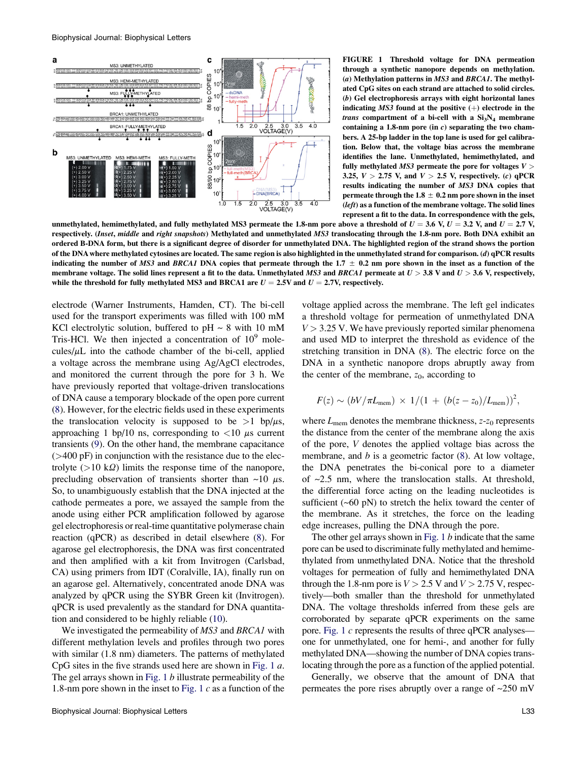FIGURE 1 Threshold voltage for DNA permeation through a synthetic nanopore depends on methylation. (*a*) Methylation patterns in *MS3* and *BRCA1*. The methylated CpG sites on each strand are attached to solid circles. (*b*) Gel electrophoresis arrays with eight horizontal lanes indicating *MS3* found at the positive (+) electrode in the *trans* compartment of a bi-cell with a $Si_3N_4$ membrane containing a 1.8-nm pore (in *c*) separating the two chambers. A 25-bp ladder in the top lane is used for gel calibration. Below that, the voltage bias across the membrane identifies the lane. Unmethylated, hemimethylated, and fully methylated *MS3* permeate the pore for voltages $V >$ 3.25, $V >$ 2.75 V, and $V >$ 2.5 V, respectively. (*c*) qPCR results indicating the number of *MS3* DNA copies that permeate through the 1.8 ± 0.2 nm pore shown in the inset (*left*) as a function of the membrane voltage. The solid lines represent a fit to the data. In correspondence with the gels, unmethylated, hemimethylated, and fully methylated MS3 permeate the 1.8-nm pore above a threshold of $U$ = 3.6 V, $U$ = 3.2 V, and $U$ = 2.7 V, respectively. (*Inset*, *middle* and *right snapshots*) Methylated and unmethylated *MS3* translocating through the 1.8-nm pore. Both DNA exhibit an ordered B-DNA form, but there is a significant degree of disorder for unmethylated DNA. The highlighted region of the strand shows the portion of the DNA where methylated cytosines are located. The same region is also highlighted in the unmethylated strand for comparison. (*d*) qPCR results indicating the number of *MS3* and *BRCA1* DNA copies that permeate through the 1.7 ± 0.2 nm pore shown in the inset as a function of the membrane voltage. The solid lines represent a fit to the data. Unmethylated *MS3* and *BRCA1* permeate at $U >$ 3.8 V and $U >$ 3.6 V, respectively, while the threshold for fully methylated MS3 and BRCA1 are $U$ = 2.5V and $U$ = 2.7V, respectively.

electrode (Warner Instruments, Hamden, CT). The bi-cell used for the transport experiments was filled with 100 mM KCl electrolytic solution, buffered to pH ~ 8 with 10 mM Tris-HCl. We then injected a concentration of $10^9$ molecules/μL into the cathode chamber of the bi-cell, applied a voltage across the membrane using Ag/AgCl electrodes, and monitored the current through the pore for 3 h. We have previously reported that voltage-driven translocations of DNA cause a temporary blockade of the open pore current (8). However, for the electric fields used in these experiments the translocation velocity is supposed to be >1 bp/μs, approaching 1 bp/10 ns, corresponding to <10 μs current transients (9). On the other hand, the membrane capacitance (>400 pF) in conjunction with the resistance due to the electrolyte (>10 kΩ) limits the response time of the nanopore, precluding observation of transients shorter than ~10 μs. So, to unambiguously establish that the DNA injected at the cathode permeates a pore, we assayed the sample from the anode using either PCR amplification followed by agarose gel electrophoresis or real-time quantitative polymerase chain reaction (qPCR) as described in detail elsewhere (8). For agarose gel electrophoresis, the DNA was first concentrated and then amplified with a kit from Invitrogen (Carlsbad, CA) using primers from IDT (Coralville, IA), finally run on an agarose gel. Alternatively, concentrated anode DNA was analyzed by qPCR using the SYBR Green kit (Invitrogen). qPCR is used prevalently as the standard for DNA quantitation and considered to be highly reliable (10).

We investigated the permeability of *MS3* and *BRCA1* with different methylation levels and profiles through two pores with similar (1.8 nm) diameters. The patterns of methylated CpG sites in the five strands used here are shown in Fig. 1 *a*. The gel arrays shown in Fig. 1 *b* illustrate permeability of the 1.8-nm pore shown in the inset to Fig. 1 *c* as a function of the voltage applied across the membrane. The left gel indicates a threshold voltage for permeation of unmethylated DNA $V >$ 3.25 V. We have previously reported similar phenomena and used MD to interpret the threshold as evidence of the stretching transition in DNA (8). The electric force on the DNA in a synthetic nanopore drops abruptly away from the center of the membrane, $z_0$, according to

$$F(z) \sim (bV/\pi L_{\text{mem}}) \times 1/(1 + (b(z - z_0)/L_{\text{mem}}))^2,$$

where $L_{\text{mem}}$ denotes the membrane thickness, $z$-$z_0$ represents the distance from the center of the membrane along the axis of the pore, $V$ denotes the applied voltage bias across the membrane, and $b$ is a geometric factor (8). At low voltage, the DNA penetrates the bi-conical pore to a diameter of ~2.5 nm, where the translocation stalls. At threshold, the differential force acting on the leading nucleotides is sufficient (~60 pN) to stretch the helix toward the center of the membrane. As it stretches, the force on the leading edge increases, pulling the DNA through the pore.

The other gel arrays shown in Fig. 1 *b* indicate that the same pore can be used to discriminate fully methylated and hemimethylated from unmethylated DNA. Notice that the threshold voltages for permeation of fully and hemimethylated DNA through the 1.8-nm pore is $V >$ 2.5 V and $V >$ 2.75 V, respectively—both smaller than the threshold for unmethylated DNA. The voltage thresholds inferred from these gels are corroborated by separate qPCR experiments on the same pore. Fig. 1 *c* represents the results of three qPCR analyses—one for unmethylated, one for hemi-, and another for fully methylated DNA—showing the number of DNA copies translocating through the pore as a function of the applied potential.

Generally, we observe that the amount of DNA that permeates the pore rises abruptly over a range of ~250 mV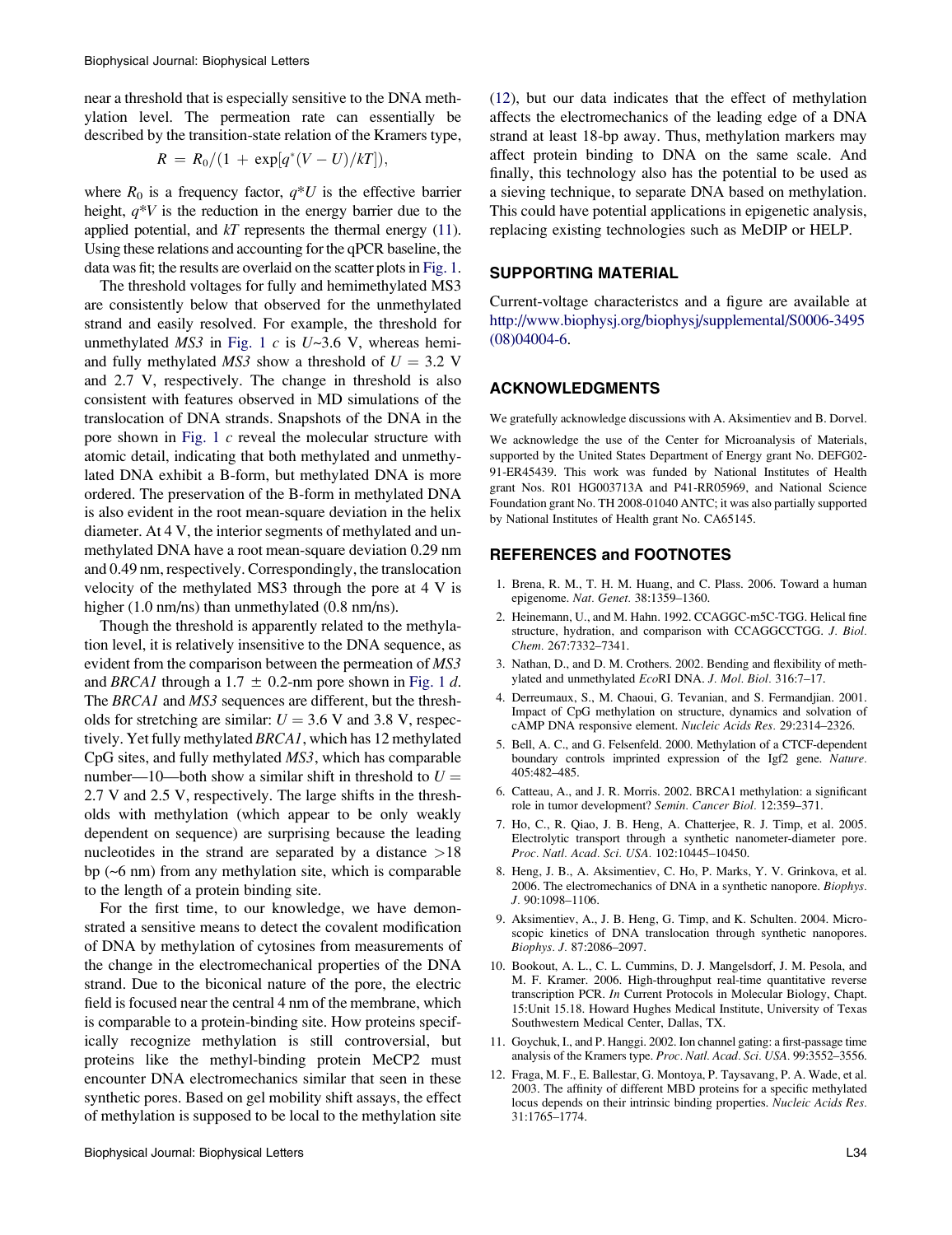near a threshold that is especially sensitive to the DNA methylation level. The permeation rate can essentially be described by the transition-state relation of the Kramers type,

$$R = R_0/(1 + \exp[q^*(V - U)/kT]),$$

where $R_0$ is a frequency factor, $q^*U$ is the effective barrier height, $q^*V$ is the reduction in the energy barrier due to the applied potential, and $kT$ represents the thermal energy (11). Using these relations and accounting for the qPCR baseline, the data was fit; the results are overlaid on the scatter plots in Fig. 1.

The threshold voltages for fully and hemimethylated MS3 are consistently below that observed for the unmethylated strand and easily resolved. For example, the threshold for unmethylated *MS3* in Fig. 1 *c* is $U$~3.6 V, whereas hemi- and fully methylated *MS3* show a threshold of $U$ = 3.2 V and 2.7 V, respectively. The change in threshold is also consistent with features observed in MD simulations of the translocation of DNA strands. Snapshots of the DNA in the pore shown in Fig. 1 *c* reveal the molecular structure with atomic detail, indicating that both methylated and unmethylated DNA exhibit a B-form, but methylated DNA is more ordered. The preservation of the B-form in methylated DNA is also evident in the root mean-square deviation in the helix diameter. At 4 V, the interior segments of methylated and unmethylated DNA have a root mean-square deviation 0.29 nm and 0.49 nm, respectively. Correspondingly, the translocation velocity of the methylated MS3 through the pore at 4 V is higher (1.0 nm/ns) than unmethylated (0.8 nm/ns).

Though the threshold is apparently related to the methylation level, it is relatively insensitive to the DNA sequence, as evident from the comparison between the permeation of *MS3* and *BRCA1* through a 1.7 ± 0.2-nm pore shown in Fig. 1 *d*. The *BRCA1* and *MS3* sequences are different, but the thresholds for stretching are similar: $U$ = 3.6 V and 3.8 V, respectively. Yet fully methylated *BRCA1*, which has 12 methylated CpG sites, and fully methylated *MS3*, which has comparable number—10—both show a similar shift in threshold to $U$ = 2.7 V and 2.5 V, respectively. The large shifts in the thresholds with methylation (which appear to be only weakly dependent on sequence) are surprising because the leading nucleotides in the strand are separated by a distance >18 bp (~6 nm) from any methylation site, which is comparable to the length of a protein binding site.

For the first time, to our knowledge, we have demonstrated a sensitive means to detect the covalent modification of DNA by methylation of cytosines from measurements of the change in the electromechanical properties of the DNA strand. Due to the biconical nature of the pore, the electric field is focused near the central 4 nm of the membrane, which is comparable to a protein-binding site. How proteins specifically recognize methylation is still controversial, but proteins like the methyl-binding protein MeCP2 must encounter DNA electromechanics similar that seen in these synthetic pores. Based on gel mobility shift assays, the effect of methylation is supposed to be local to the methylation site (12), but our data indicates that the effect of methylation affects the electromechanics of the leading edge of a DNA strand at least 18-bp away. Thus, methylation markers may affect protein binding to DNA on the same scale. And finally, this technology also has the potential to be used as a sieving technique, to separate DNA based on methylation. This could have potential applications in epigenetic analysis, replacing existing technologies such as MeDIP or HELP.

## SUPPORTING MATERIAL

Current-voltage characteristcs and a figure are available at http://www.biophysj.org/biophysj/supplemental/S0006-3495(08)04004-6.

## ACKNOWLEDGMENTS

We gratefully acknowledge discussions with A. Aksimentiev and B. Dorvel.

We acknowledge the use of the Center for Microanalysis of Materials, supported by the United States Department of Energy grant No. DEFG02-91-ER45439. This work was funded by National Institutes of Health grant Nos. R01 HG003713A and P41-RR05969, and National Science Foundation grant No. TH 2008-01040 ANTC; it was also partially supported by National Institutes of Health grant No. CA65145.

## REFERENCES and FOOTNOTES

1. Brena, R. M., T. H. M. Huang, and C. Plass. 2006. Toward a human epigenome. *Nat. Genet.* 38:1359–1360.
2. Heinemann, U., and M. Hahn. 1992. CCAGGC-m5C-TGG. Helical fine structure, hydration, and comparison with CCAGGCCTGG. *J. Biol. Chem.* 267:7332–7341.
3. Nathan, D., and D. M. Crothers. 2002. Bending and flexibility of methylated and unmethylated *Eco*RI DNA. *J. Mol. Biol.* 316:7–17.
4. Derreumaux, S., M. Chaoui, G. Tevanian, and S. Fermandjian. 2001. Impact of CpG methylation on structure, dynamics and solvation of cAMP DNA responsive element. *Nucleic Acids Res.* 29:2314–2326.
5. Bell, A. C., and G. Felsenfeld. 2000. Methylation of a CTCF-dependent boundary controls imprinted expression of the Igf2 gene. *Nature.* 405:482–485.
6. Catteau, A., and J. R. Morris. 2002. BRCA1 methylation: a significant role in tumor development? *Semin. Cancer Biol.* 12:359–371.
7. Ho, C., R. Qiao, J. B. Heng, A. Chatterjee, R. J. Timp, et al. 2005. Electrolytic transport through a synthetic nanometer-diameter pore. *Proc. Natl. Acad. Sci. USA.* 102:10445–10450.
8. Heng, J. B., A. Aksimentiev, C. Ho, P. Marks, Y. V. Grinkova, et al. 2006. The electromechanics of DNA in a synthetic nanopore. *Biophys. J.* 90:1098–1106.
9. Aksimentiev, A., J. B. Heng, G. Timp, and K. Schulten. 2004. Microscopic kinetics of DNA translocation through synthetic nanopores. *Biophys. J.* 87:2086–2097.
10. Bookout, A. L., C. L. Cummins, D. J. Mangelsdorf, J. M. Pesola, and M. F. Kramer. 2006. High-throughput real-time quantitative reverse transcription PCR. *In* Current Protocols in Molecular Biology, Chapt. 15:Unit 15.18. Howard Hughes Medical Institute, University of Texas Southwestern Medical Center, Dallas, TX.
11. Goychuk, I., and P. Hanggi. 2002. Ion channel gating: a first-passage time analysis of the Kramers type. *Proc. Natl. Acad. Sci. USA.* 99:3552–3556.
12. Fraga, M. F., E. Ballestar, G. Montoya, P. Taysavang, P. A. Wade, et al. 2003. The affinity of different MBD proteins for a specific methylated locus depends on their intrinsic binding properties. *Nucleic Acids Res.* 31:1765–1774.